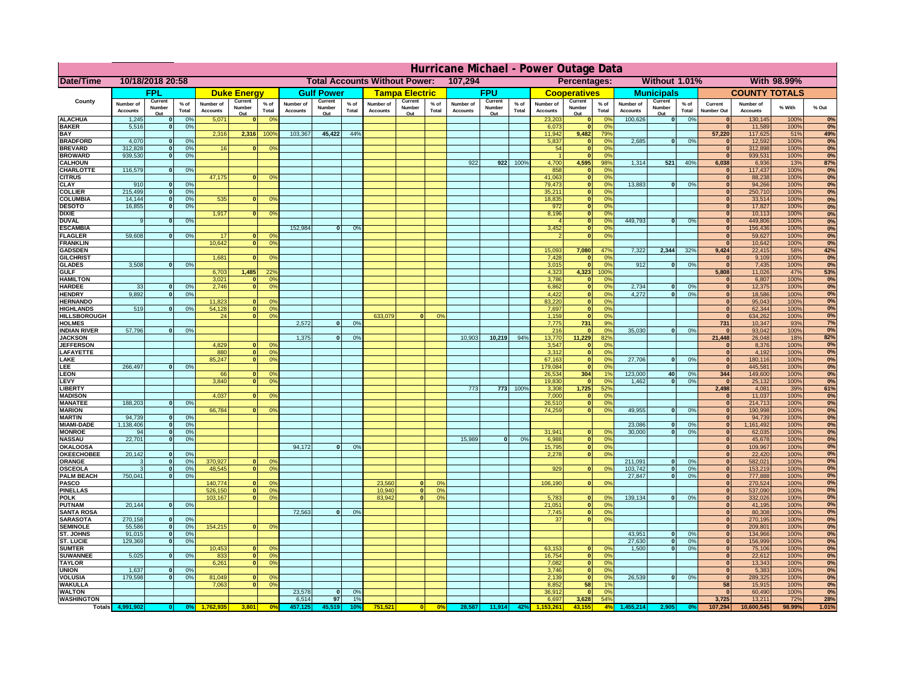# Hurricane Michael - Power Outage Data

| Date/Time | 10/18/2018 20:58 | | Total Accounts Without Power: | 107,294 | Percentages: | Without 1.01% | With 98.99% |
|---|---|---|---|---|---|---|---|

| County | FPL | | | Duke Energy | | | Gulf Power | | | Tampa Electric | | | FPU | | | Cooperatives | | | Municipals | | | COUNTY TOTALS | | | |
|---|---|---|---|---|---|---|---|---|---|---|---|---|---|---|---|---|---|---|---|---|---|---|---|---|---|
| | Number of Accounts | Current Number Out | % of Total | Number of Accounts | Current Number Out | % of Total | Number of Accounts | Current Number Out | % of Total | Number of Accounts | Current Number Out | % of Total | Number of Accounts | Current Number Out | % of Total | Number of Accounts | Current Number Out | % of Total | Number of Accounts | Current Number Out | % of Total | Current Number Out | Number of Accounts | % With | % Out |
| ALACHUA | 1,245 | 0 | 0% | 5,071 | 0 | 0% | | | | | | | | | | 23,203 | 0 | 0% | 100,626 | 0 | 0% | 0 | 130,145 | 100% | 0% |
| BAKER | 5,516 | 0 | 0% | | | | | | | | | | | | | 6,073 | 0 | 0% | | | | 0 | 11,589 | 100% | 0% |
| BAY | | | | 2,316 | 2,316 | 100% | 103,367 | 45,422 | 44% | | | | | | | 11,942 | 9,482 | 79% | | | | 57,220 | 117,625 | 51% | 49% |
| BRADFORD | 4,070 | 0 | 0% | | | | | | | | | | | | | 5,837 | 0 | 0% | 2,685 | 0 | 0% | 0 | 12,592 | 100% | 0% |
| BREVARD | 312,828 | 0 | 0% | 16 | 0 | 0% | | | | | | | | | | 54 | 0 | 0% | | | | 0 | 312,898 | 100% | 0% |
| BROWARD | 939,530 | 0 | 0% | | | | | | | | | | | | | 1 | 0 | 0% | | | | 0 | 939,531 | 100% | 0% |
| CALHOUN | | | | | | | | | | | | | 922 | 922 | 100% | 4,700 | 4,595 | 98% | 1,314 | 521 | 40% | 6,038 | 6,936 | 13% | 87% |
| CHARLOTTE | 116,579 | 0 | 0% | | | | | | | | | | | | | 858 | 0 | 0% | | | | 0 | 117,437 | 100% | 0% |
| CITRUS | | | | 47,175 | 0 | 0% | | | | | | | | | | 41,063 | 0 | 0% | | | | 0 | 88,238 | 100% | 0% |
| CLAY | 910 | 0 | 0% | | | | | | | | | | | | | 79,473 | 0 | 0% | 13,883 | 0 | 0% | 0 | 94,266 | 100% | 0% |
| COLLIER | 215,499 | 0 | 0% | | | | | | | | | | | | | 35,211 | 0 | 0% | | | | 0 | 250,710 | 100% | 0% |
| COLUMBIA | 14,144 | 0 | 0% | 535 | 0 | 0% | | | | | | | | | | 18,835 | 0 | 0% | | | | 0 | 33,514 | 100% | 0% |
| DESOTO | 16,855 | 0 | 0% | | | | | | | | | | | | | 972 | 0 | 0% | | | | 0 | 17,827 | 100% | 0% |
| DIXIE | | | | 1,917 | 0 | 0% | | | | | | | | | | 8,196 | 0 | 0% | | | | 0 | 10,113 | 100% | 0% |
| DUVAL | 9 | 0 | 0% | | | | | | | | | | | | | 4 | 0 | 0% | 449,793 | 0 | 0% | 0 | 449,806 | 100% | 0% |
| ESCAMBIA | | | | | | | 152,984 | 0 | 0% | | | | | | | 3,452 | 0 | 0% | | | | 0 | 156,436 | 100% | 0% |
| FLAGLER | 59,608 | 0 | 0% | 17 | 0 | 0% | | | | | | | | | | 2 | 0 | 0% | | | | 0 | 59,627 | 100% | 0% |
| FRANKLIN | | | | 10,642 | 0 | 0% | | | | | | | | | | | | | | | | 0 | 10,642 | 100% | 0% |
| GADSDEN | | | | | | | | | | | | | | | | 15,093 | 7,080 | 47% | 7,322 | 2,344 | 32% | 9,424 | 22,415 | 58% | 42% |
| GILCHRIST | | | | 1,681 | 0 | 0% | | | | | | | | | | 7,428 | 0 | 0% | | | | 0 | 9,109 | 100% | 0% |
| GLADES | 3,508 | 0 | 0% | | | | | | | | | | | | | 3,015 | 0 | 0% | 912 | 0 | 0% | 0 | 7,435 | 100% | 0% |
| GULF | | | | 6,703 | 1,485 | 22% | | | | | | | | | | 4,323 | 4,323 | 100% | | | | 5,808 | 11,026 | 47% | 53% |
| HAMILTON | | | | 3,021 | 0 | 0% | | | | | | | | | | 3,786 | 0 | 0% | | | | 0 | 6,807 | 100% | 0% |
| HARDEE | 33 | 0 | 0% | 2,746 | 0 | 0% | | | | | | | | | | 6,862 | 0 | 0% | 2,734 | 0 | 0% | 0 | 12,375 | 100% | 0% |
| HENDRY | 9,892 | 0 | 0% | | | | | | | | | | | | | 4,422 | 0 | 0% | 4,272 | 0 | 0% | 0 | 18,586 | 100% | 0% |
| HERNANDO | | | | 11,823 | 0 | 0% | | | | | | | | | | 83,220 | 0 | 0% | | | | 0 | 95,043 | 100% | 0% |
| HIGHLANDS | 519 | 0 | 0% | 54,128 | 0 | 0% | | | | | | | | | | 7,697 | 0 | 0% | | | | 0 | 62,344 | 100% | 0% |
| HILLSBOROUGH | | | | 24 | 0 | 0% | | | | 633,079 | 0 | 0% | | | | 1,159 | 0 | 0% | | | | 0 | 634,262 | 100% | 0% |
| HOLMES | | | | | | | 2,572 | 0 | 0% | | | | | | | 7,775 | 731 | 9% | | | | 731 | 10,347 | 93% | 7% |
| INDIAN RIVER | 57,796 | 0 | 0% | | | | | | | | | | | | | 216 | 0 | 0% | 35,030 | 0 | 0% | 0 | 93,042 | 100% | 0% |
| JACKSON | | | | | | | 1,375 | 0 | 0% | | | | 10,903 | 10,219 | 94% | 13,770 | 11,229 | 82% | | | | 21,448 | 26,048 | 18% | 82% |
| JEFFERSON | | | | 4,829 | 0 | 0% | | | | | | | | | | 3,547 | 0 | 0% | | | | 0 | 8,376 | 100% | 0% |
| LAFAYETTE | | | | 880 | 0 | 0% | | | | | | | | | | 3,312 | 0 | 0% | | | | 0 | 4,192 | 100% | 0% |
| LAKE | | | | 85,247 | 0 | 0% | | | | | | | | | | 67,163 | 0 | 0% | 27,706 | 0 | 0% | 0 | 180,116 | 100% | 0% |
| LEE | 266,497 | 0 | 0% | | | | | | | | | | | | | 179,084 | 0 | 0% | | | | 0 | 445,581 | 100% | 0% |
| LEON | | | | 66 | 0 | 0% | | | | | | | | | | 26,534 | 304 | 1% | 123,000 | 40 | 0% | 344 | 149,600 | 100% | 0% |
| LEVY | | | | 3,840 | 0 | 0% | | | | | | | | | | 19,830 | 0 | 0% | 1,462 | 0 | 0% | 0 | 25,132 | 100% | 0% |
| LIBERTY | | | | | | | | | | | | | 773 | 773 | 100% | 3,308 | 1,725 | 52% | | | | 2,498 | 4,081 | 39% | 61% |
| MADISON | | | | 4,037 | 0 | 0% | | | | | | | | | | 7,000 | 0 | 0% | | | | 0 | 11,037 | 100% | 0% |
| MANATEE | 188,203 | 0 | 0% | | | | | | | | | | | | | 26,510 | 0 | 0% | | | | 0 | 214,713 | 100% | 0% |
| MARION | | | | 66,784 | 0 | 0% | | | | | | | | | | 74,259 | 0 | 0% | 49,955 | 0 | 0% | 0 | 190,998 | 100% | 0% |
| MARTIN | 94,739 | 0 | 0% | | | | | | | | | | | | | | | | | | | 0 | 94,739 | 100% | 0% |
| MIAMI-DADE | 1,138,406 | 0 | 0% | | | | | | | | | | | | | | | | 23,086 | 0 | 0% | 0 | 1,161,492 | 100% | 0% |
| MONROE | 94 | 0 | 0% | | | | | | | | | | | | | 31,941 | 0 | 0% | 30,000 | 0 | 0% | 0 | 62,035 | 100% | 0% |
| NASSAU | 22,701 | 0 | 0% | | | | | | | | | | 15,989 | 0 | 0% | 6,988 | 0 | 0% | | | | 0 | 45,678 | 100% | 0% |
| OKALOOSA | | | | | | | 94,172 | 0 | 0% | | | | | | | 15,795 | 0 | 0% | | | | 0 | 109,967 | 100% | 0% |
| OKEECHOBEE | 20,142 | 0 | 0% | | | | | | | | | | | | | 2,278 | 0 | 0% | | | | 0 | 22,420 | 100% | 0% |
| ORANGE | 3 | 0 | 0% | 370,927 | 0 | 0% | | | | | | | | | | | | | 211,091 | 0 | 0% | 0 | 582,021 | 100% | 0% |
| OSCEOLA | 3 | 0 | 0% | 48,545 | 0 | 0% | | | | | | | | | | 929 | 0 | 0% | 103,742 | 0 | 0% | 0 | 153,219 | 100% | 0% |
| PALM BEACH | 750,041 | 0 | 0% | | | | | | | | | | | | | | | | 27,847 | 0 | 0% | 0 | 777,888 | 100% | 0% |
| PASCO | | | | 140,774 | 0 | 0% | | | | 23,560 | 0 | 0% | | | | 106,190 | 0 | 0% | | | | 0 | 270,524 | 100% | 0% |
| PINELLAS | | | | 526,150 | 0 | 0% | | | | 10,940 | 0 | 0% | | | | | | | | | | 0 | 537,090 | 100% | 0% |
| POLK | | | | 103,167 | 0 | 0% | | | | 83,942 | 0 | 0% | | | | 5,783 | 0 | 0% | 139,134 | 0 | 0% | 0 | 332,026 | 100% | 0% |
| PUTNAM | 20,144 | 0 | 0% | | | | | | | | | | | | | 21,051 | 0 | 0% | | | | 0 | 41,195 | 100% | 0% |
| SANTA ROSA | | | | | | | 72,563 | 0 | 0% | | | | | | | 7,745 | 0 | 0% | | | | 0 | 80,308 | 100% | 0% |
| SARASOTA | 270,158 | 0 | 0% | | | | | | | | | | | | | 37 | 0 | 0% | | | | 0 | 270,195 | 100% | 0% |
| SEMINOLE | 55,586 | 0 | 0% | 154,215 | 0 | 0% | | | | | | | | | | | | | | | | 0 | 209,801 | 100% | 0% |
| ST. JOHNS | 91,015 | 0 | 0% | | | | | | | | | | | | | | | | 43,951 | 0 | 0% | 0 | 134,966 | 100% | 0% |
| ST. LUCIE | 129,369 | 0 | 0% | | | | | | | | | | | | | | | | 27,630 | 0 | 0% | 0 | 156,999 | 100% | 0% |
| SUMTER | | | | 10,453 | 0 | 0% | | | | | | | | | | 63,153 | 0 | 0% | 1,500 | 0 | 0% | 0 | 75,106 | 100% | 0% |
| SUWANNEE | 5,025 | 0 | 0% | 833 | 0 | 0% | | | | | | | | | | 16,754 | 0 | 0% | | | | 0 | 22,612 | 100% | 0% |
| TAYLOR | | | | 6,261 | 0 | 0% | | | | | | | | | | 7,082 | 0 | 0% | | | | 0 | 13,343 | 100% | 0% |
| UNION | 1,637 | 0 | 0% | | | | | | | | | | | | | 3,746 | 0 | 0% | | | | 0 | 5,383 | 100% | 0% |
| VOLUSIA | 179,598 | 0 | 0% | 81,049 | 0 | 0% | | | | | | | | | | 2,139 | 0 | 0% | 26,539 | 0 | 0% | 0 | 289,325 | 100% | 0% |
| WAKULLA | | | | 7,063 | 0 | 0% | | | | | | | | | | 8,852 | 58 | 1% | | | | 58 | 15,915 | 100% | 0% |
| WALTON | | | | | | | 23,578 | 0 | 0% | | | | | | | 36,912 | 0 | 0% | | | | 0 | 60,490 | 100% | 0% |
| WASHINGTON | | | | | | | 6,514 | 97 | 1% | | | | | | | 6,697 | 3,628 | 54% | | | | 3,725 | 13,211 | 72% | 28% |
| Totals | 4,991,902 | 0 | 0% | 1,762,935 | 3,801 | 0% | 457,125 | 45,519 | 10% | 751,521 | 0 | 0% | 28,587 | 11,914 | 42% | 1,153,261 | 43,155 | 4% | 1,455,214 | 2,905 | 0% | 107,294 | 10,600,545 | 98.99% | 1.01% |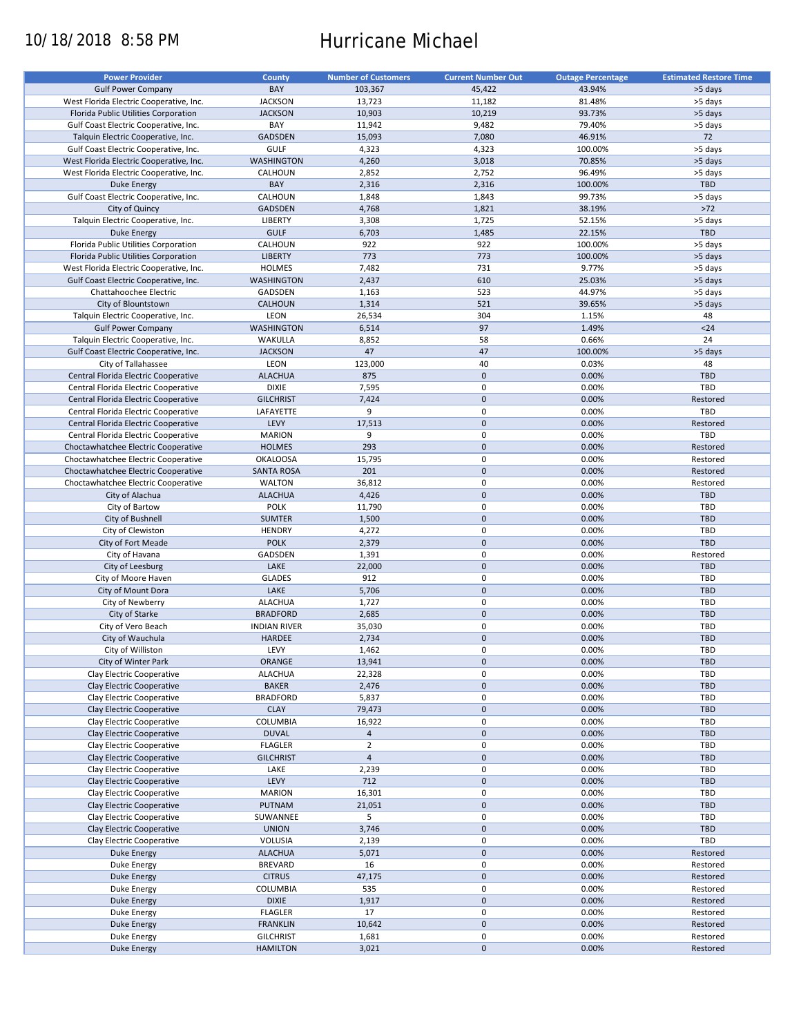10/18/2018 8:58 PM

# Hurricane Michael

| Power Provider | County | Number of Customers | Current Number Out | Outage Percentage | Estimated Restore Time |
|---|---|---|---|---|---|
| Gulf Power Company | BAY | 103,367 | 45,422 | 43.94% | >5 days |
| West Florida Electric Cooperative, Inc. | JACKSON | 13,723 | 11,182 | 81.48% | >5 days |
| Florida Public Utilities Corporation | JACKSON | 10,903 | 10,219 | 93.73% | >5 days |
| Gulf Coast Electric Cooperative, Inc. | BAY | 11,942 | 9,482 | 79.40% | >5 days |
| Talquin Electric Cooperative, Inc. | GADSDEN | 15,093 | 7,080 | 46.91% | 72 |
| Gulf Coast Electric Cooperative, Inc. | GULF | 4,323 | 4,323 | 100.00% | >5 days |
| West Florida Electric Cooperative, Inc. | WASHINGTON | 4,260 | 3,018 | 70.85% | >5 days |
| West Florida Electric Cooperative, Inc. | CALHOUN | 2,852 | 2,752 | 96.49% | >5 days |
| Duke Energy | BAY | 2,316 | 2,316 | 100.00% | TBD |
| Gulf Coast Electric Cooperative, Inc. | CALHOUN | 1,848 | 1,843 | 99.73% | >5 days |
| City of Quincy | GADSDEN | 4,768 | 1,821 | 38.19% | >72 |
| Talquin Electric Cooperative, Inc. | LIBERTY | 3,308 | 1,725 | 52.15% | >5 days |
| Duke Energy | GULF | 6,703 | 1,485 | 22.15% | TBD |
| Florida Public Utilities Corporation | CALHOUN | 922 | 922 | 100.00% | >5 days |
| Florida Public Utilities Corporation | LIBERTY | 773 | 773 | 100.00% | >5 days |
| West Florida Electric Cooperative, Inc. | HOLMES | 7,482 | 731 | 9.77% | >5 days |
| Gulf Coast Electric Cooperative, Inc. | WASHINGTON | 2,437 | 610 | 25.03% | >5 days |
| Chattahoochee Electric | GADSDEN | 1,163 | 523 | 44.97% | >5 days |
| City of Blountstown | CALHOUN | 1,314 | 521 | 39.65% | >5 days |
| Talquin Electric Cooperative, Inc. | LEON | 26,534 | 304 | 1.15% | 48 |
| Gulf Power Company | WASHINGTON | 6,514 | 97 | 1.49% | <24 |
| Talquin Electric Cooperative, Inc. | WAKULLA | 8,852 | 58 | 0.66% | 24 |
| Gulf Coast Electric Cooperative, Inc. | JACKSON | 47 | 47 | 100.00% | >5 days |
| City of Tallahassee | LEON | 123,000 | 40 | 0.03% | 48 |
| Central Florida Electric Cooperative | ALACHUA | 875 | 0 | 0.00% | TBD |
| Central Florida Electric Cooperative | DIXIE | 7,595 | 0 | 0.00% | TBD |
| Central Florida Electric Cooperative | GILCHRIST | 7,424 | 0 | 0.00% | Restored |
| Central Florida Electric Cooperative | LAFAYETTE | 9 | 0 | 0.00% | TBD |
| Central Florida Electric Cooperative | LEVY | 17,513 | 0 | 0.00% | Restored |
| Central Florida Electric Cooperative | MARION | 9 | 0 | 0.00% | TBD |
| Choctawhatchee Electric Cooperative | HOLMES | 293 | 0 | 0.00% | Restored |
| Choctawhatchee Electric Cooperative | OKALOOSA | 15,795 | 0 | 0.00% | Restored |
| Choctawhatchee Electric Cooperative | SANTA ROSA | 201 | 0 | 0.00% | Restored |
| Choctawhatchee Electric Cooperative | WALTON | 36,812 | 0 | 0.00% | Restored |
| City of Alachua | ALACHUA | 4,426 | 0 | 0.00% | TBD |
| City of Bartow | POLK | 11,790 | 0 | 0.00% | TBD |
| City of Bushnell | SUMTER | 1,500 | 0 | 0.00% | TBD |
| City of Clewiston | HENDRY | 4,272 | 0 | 0.00% | TBD |
| City of Fort Meade | POLK | 2,379 | 0 | 0.00% | TBD |
| City of Havana | GADSDEN | 1,391 | 0 | 0.00% | Restored |
| City of Leesburg | LAKE | 22,000 | 0 | 0.00% | TBD |
| City of Moore Haven | GLADES | 912 | 0 | 0.00% | TBD |
| City of Mount Dora | LAKE | 5,706 | 0 | 0.00% | TBD |
| City of Newberry | ALACHUA | 1,727 | 0 | 0.00% | TBD |
| City of Starke | BRADFORD | 2,685 | 0 | 0.00% | TBD |
| City of Vero Beach | INDIAN RIVER | 35,030 | 0 | 0.00% | TBD |
| City of Wauchula | HARDEE | 2,734 | 0 | 0.00% | TBD |
| City of Williston | LEVY | 1,462 | 0 | 0.00% | TBD |
| City of Winter Park | ORANGE | 13,941 | 0 | 0.00% | TBD |
| Clay Electric Cooperative | ALACHUA | 22,328 | 0 | 0.00% | TBD |
| Clay Electric Cooperative | BAKER | 2,476 | 0 | 0.00% | TBD |
| Clay Electric Cooperative | BRADFORD | 5,837 | 0 | 0.00% | TBD |
| Clay Electric Cooperative | CLAY | 79,473 | 0 | 0.00% | TBD |
| Clay Electric Cooperative | COLUMBIA | 16,922 | 0 | 0.00% | TBD |
| Clay Electric Cooperative | DUVAL | 4 | 0 | 0.00% | TBD |
| Clay Electric Cooperative | FLAGLER | 2 | 0 | 0.00% | TBD |
| Clay Electric Cooperative | GILCHRIST | 4 | 0 | 0.00% | TBD |
| Clay Electric Cooperative | LAKE | 2,239 | 0 | 0.00% | TBD |
| Clay Electric Cooperative | LEVY | 712 | 0 | 0.00% | TBD |
| Clay Electric Cooperative | MARION | 16,301 | 0 | 0.00% | TBD |
| Clay Electric Cooperative | PUTNAM | 21,051 | 0 | 0.00% | TBD |
| Clay Electric Cooperative | SUWANNEE | 5 | 0 | 0.00% | TBD |
| Clay Electric Cooperative | UNION | 3,746 | 0 | 0.00% | TBD |
| Clay Electric Cooperative | VOLUSIA | 2,139 | 0 | 0.00% | TBD |
| Duke Energy | ALACHUA | 5,071 | 0 | 0.00% | Restored |
| Duke Energy | BREVARD | 16 | 0 | 0.00% | Restored |
| Duke Energy | CITRUS | 47,175 | 0 | 0.00% | Restored |
| Duke Energy | COLUMBIA | 535 | 0 | 0.00% | Restored |
| Duke Energy | DIXIE | 1,917 | 0 | 0.00% | Restored |
| Duke Energy | FLAGLER | 17 | 0 | 0.00% | Restored |
| Duke Energy | FRANKLIN | 10,642 | 0 | 0.00% | Restored |
| Duke Energy | GILCHRIST | 1,681 | 0 | 0.00% | Restored |
| Duke Energy | HAMILTON | 3,021 | 0 | 0.00% | Restored |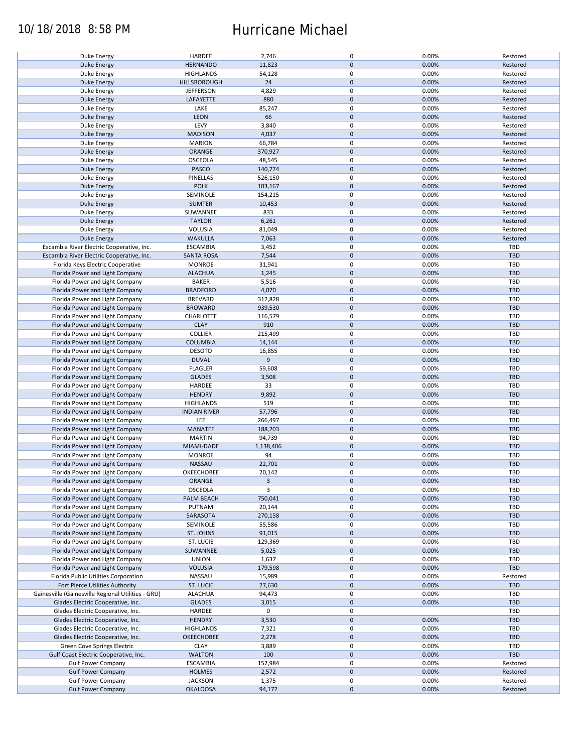| | | | | | |
|---|---|---|---|---|---|
| Duke Energy | HARDEE | 2,746 | 0 | 0.00% | Restored |
| Duke Energy | HERNANDO | 11,823 | 0 | 0.00% | Restored |
| Duke Energy | HIGHLANDS | 54,128 | 0 | 0.00% | Restored |
| Duke Energy | HILLSBOROUGH | 24 | 0 | 0.00% | Restored |
| Duke Energy | JEFFERSON | 4,829 | 0 | 0.00% | Restored |
| Duke Energy | LAFAYETTE | 880 | 0 | 0.00% | Restored |
| Duke Energy | LAKE | 85,247 | 0 | 0.00% | Restored |
| Duke Energy | LEON | 66 | 0 | 0.00% | Restored |
| Duke Energy | LEVY | 3,840 | 0 | 0.00% | Restored |
| Duke Energy | MADISON | 4,037 | 0 | 0.00% | Restored |
| Duke Energy | MARION | 66,784 | 0 | 0.00% | Restored |
| Duke Energy | ORANGE | 370,927 | 0 | 0.00% | Restored |
| Duke Energy | OSCEOLA | 48,545 | 0 | 0.00% | Restored |
| Duke Energy | PASCO | 140,774 | 0 | 0.00% | Restored |
| Duke Energy | PINELLAS | 526,150 | 0 | 0.00% | Restored |
| Duke Energy | POLK | 103,167 | 0 | 0.00% | Restored |
| Duke Energy | SEMINOLE | 154,215 | 0 | 0.00% | Restored |
| Duke Energy | SUMTER | 10,453 | 0 | 0.00% | Restored |
| Duke Energy | SUWANNEE | 833 | 0 | 0.00% | Restored |
| Duke Energy | TAYLOR | 6,261 | 0 | 0.00% | Restored |
| Duke Energy | VOLUSIA | 81,049 | 0 | 0.00% | Restored |
| Duke Energy | WAKULLA | 7,063 | 0 | 0.00% | Restored |
| Escambia River Electric Cooperative, Inc. | ESCAMBIA | 3,452 | 0 | 0.00% | TBD |
| Escambia River Electric Cooperative, Inc. | SANTA ROSA | 7,544 | 0 | 0.00% | TBD |
| Florida Keys Electric Cooperative | MONROE | 31,941 | 0 | 0.00% | TBD |
| Florida Power and Light Company | ALACHUA | 1,245 | 0 | 0.00% | TBD |
| Florida Power and Light Company | BAKER | 5,516 | 0 | 0.00% | TBD |
| Florida Power and Light Company | BRADFORD | 4,070 | 0 | 0.00% | TBD |
| Florida Power and Light Company | BREVARD | 312,828 | 0 | 0.00% | TBD |
| Florida Power and Light Company | BROWARD | 939,530 | 0 | 0.00% | TBD |
| Florida Power and Light Company | CHARLOTTE | 116,579 | 0 | 0.00% | TBD |
| Florida Power and Light Company | CLAY | 910 | 0 | 0.00% | TBD |
| Florida Power and Light Company | COLLIER | 215,499 | 0 | 0.00% | TBD |
| Florida Power and Light Company | COLUMBIA | 14,144 | 0 | 0.00% | TBD |
| Florida Power and Light Company | DESOTO | 16,855 | 0 | 0.00% | TBD |
| Florida Power and Light Company | DUVAL | 9 | 0 | 0.00% | TBD |
| Florida Power and Light Company | FLAGLER | 59,608 | 0 | 0.00% | TBD |
| Florida Power and Light Company | GLADES | 3,508 | 0 | 0.00% | TBD |
| Florida Power and Light Company | HARDEE | 33 | 0 | 0.00% | TBD |
| Florida Power and Light Company | HENDRY | 9,892 | 0 | 0.00% | TBD |
| Florida Power and Light Company | HIGHLANDS | 519 | 0 | 0.00% | TBD |
| Florida Power and Light Company | INDIAN RIVER | 57,796 | 0 | 0.00% | TBD |
| Florida Power and Light Company | LEE | 266,497 | 0 | 0.00% | TBD |
| Florida Power and Light Company | MANATEE | 188,203 | 0 | 0.00% | TBD |
| Florida Power and Light Company | MARTIN | 94,739 | 0 | 0.00% | TBD |
| Florida Power and Light Company | MIAMI-DADE | 1,138,406 | 0 | 0.00% | TBD |
| Florida Power and Light Company | MONROE | 94 | 0 | 0.00% | TBD |
| Florida Power and Light Company | NASSAU | 22,701 | 0 | 0.00% | TBD |
| Florida Power and Light Company | OKEECHOBEE | 20,142 | 0 | 0.00% | TBD |
| Florida Power and Light Company | ORANGE | 3 | 0 | 0.00% | TBD |
| Florida Power and Light Company | OSCEOLA | 3 | 0 | 0.00% | TBD |
| Florida Power and Light Company | PALM BEACH | 750,041 | 0 | 0.00% | TBD |
| Florida Power and Light Company | PUTNAM | 20,144 | 0 | 0.00% | TBD |
| Florida Power and Light Company | SARASOTA | 270,158 | 0 | 0.00% | TBD |
| Florida Power and Light Company | SEMINOLE | 55,586 | 0 | 0.00% | TBD |
| Florida Power and Light Company | ST. JOHNS | 91,015 | 0 | 0.00% | TBD |
| Florida Power and Light Company | ST. LUCIE | 129,369 | 0 | 0.00% | TBD |
| Florida Power and Light Company | SUWANNEE | 5,025 | 0 | 0.00% | TBD |
| Florida Power and Light Company | UNION | 1,637 | 0 | 0.00% | TBD |
| Florida Power and Light Company | VOLUSIA | 179,598 | 0 | 0.00% | TBD |
| Florida Public Utilities Corporation | NASSAU | 15,989 | 0 | 0.00% | Restored |
| Fort Pierce Utilities Authority | ST. LUCIE | 27,630 | 0 | 0.00% | TBD |
| Gainesville (Gainesville Regional Utilities - GRU) | ALACHUA | 94,473 | 0 | 0.00% | TBD |
| Glades Electric Cooperative, Inc. | GLADES | 3,015 | 0 | 0.00% | TBD |
| Glades Electric Cooperative, Inc. | HARDEE | 0 | 0 | | TBD |
| Glades Electric Cooperative, Inc. | HENDRY | 3,530 | 0 | 0.00% | TBD |
| Glades Electric Cooperative, Inc. | HIGHLANDS | 7,321 | 0 | 0.00% | TBD |
| Glades Electric Cooperative, Inc. | OKEECHOBEE | 2,278 | 0 | 0.00% | TBD |
| Green Cove Springs Electric | CLAY | 3,889 | 0 | 0.00% | TBD |
| Gulf Coast Electric Cooperative, Inc. | WALTON | 100 | 0 | 0.00% | TBD |
| Gulf Power Company | ESCAMBIA | 152,984 | 0 | 0.00% | Restored |
| Gulf Power Company | HOLMES | 2,572 | 0 | 0.00% | Restored |
| Gulf Power Company | JACKSON | 1,375 | 0 | 0.00% | Restored |
| Gulf Power Company | OKALOOSA | 94,172 | 0 | 0.00% | Restored |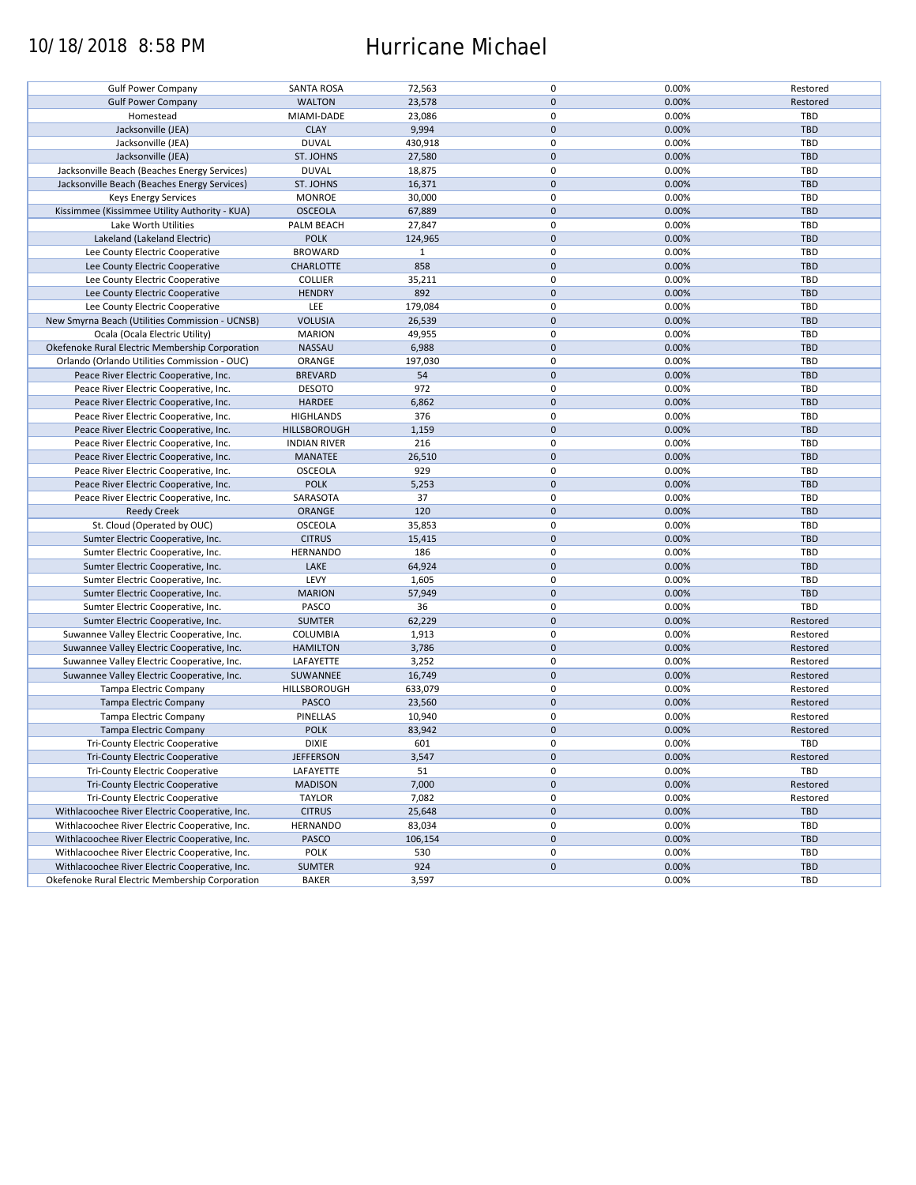# Hurricane Michael

10/18/2018 8:58 PM

| | | | | | |
|---|---|---|---|---|---|
| Gulf Power Company | SANTA ROSA | 72,563 | 0 | 0.00% | Restored |
| Gulf Power Company | WALTON | 23,578 | 0 | 0.00% | Restored |
| Homestead | MIAMI-DADE | 23,086 | 0 | 0.00% | TBD |
| Jacksonville (JEA) | CLAY | 9,994 | 0 | 0.00% | TBD |
| Jacksonville (JEA) | DUVAL | 430,918 | 0 | 0.00% | TBD |
| Jacksonville (JEA) | ST. JOHNS | 27,580 | 0 | 0.00% | TBD |
| Jacksonville Beach (Beaches Energy Services) | DUVAL | 18,875 | 0 | 0.00% | TBD |
| Jacksonville Beach (Beaches Energy Services) | ST. JOHNS | 16,371 | 0 | 0.00% | TBD |
| Keys Energy Services | MONROE | 30,000 | 0 | 0.00% | TBD |
| Kissimmee (Kissimmee Utility Authority - KUA) | OSCEOLA | 67,889 | 0 | 0.00% | TBD |
| Lake Worth Utilities | PALM BEACH | 27,847 | 0 | 0.00% | TBD |
| Lakeland (Lakeland Electric) | POLK | 124,965 | 0 | 0.00% | TBD |
| Lee County Electric Cooperative | BROWARD | 1 | 0 | 0.00% | TBD |
| Lee County Electric Cooperative | CHARLOTTE | 858 | 0 | 0.00% | TBD |
| Lee County Electric Cooperative | COLLIER | 35,211 | 0 | 0.00% | TBD |
| Lee County Electric Cooperative | HENDRY | 892 | 0 | 0.00% | TBD |
| Lee County Electric Cooperative | LEE | 179,084 | 0 | 0.00% | TBD |
| New Smyrna Beach (Utilities Commission - UCNSB) | VOLUSIA | 26,539 | 0 | 0.00% | TBD |
| Ocala (Ocala Electric Utility) | MARION | 49,955 | 0 | 0.00% | TBD |
| Okefenoke Rural Electric Membership Corporation | NASSAU | 6,988 | 0 | 0.00% | TBD |
| Orlando (Orlando Utilities Commission - OUC) | ORANGE | 197,030 | 0 | 0.00% | TBD |
| Peace River Electric Cooperative, Inc. | BREVARD | 54 | 0 | 0.00% | TBD |
| Peace River Electric Cooperative, Inc. | DESOTO | 972 | 0 | 0.00% | TBD |
| Peace River Electric Cooperative, Inc. | HARDEE | 6,862 | 0 | 0.00% | TBD |
| Peace River Electric Cooperative, Inc. | HIGHLANDS | 376 | 0 | 0.00% | TBD |
| Peace River Electric Cooperative, Inc. | HILLSBOROUGH | 1,159 | 0 | 0.00% | TBD |
| Peace River Electric Cooperative, Inc. | INDIAN RIVER | 216 | 0 | 0.00% | TBD |
| Peace River Electric Cooperative, Inc. | MANATEE | 26,510 | 0 | 0.00% | TBD |
| Peace River Electric Cooperative, Inc. | OSCEOLA | 929 | 0 | 0.00% | TBD |
| Peace River Electric Cooperative, Inc. | POLK | 5,253 | 0 | 0.00% | TBD |
| Peace River Electric Cooperative, Inc. | SARASOTA | 37 | 0 | 0.00% | TBD |
| Reedy Creek | ORANGE | 120 | 0 | 0.00% | TBD |
| St. Cloud (Operated by OUC) | OSCEOLA | 35,853 | 0 | 0.00% | TBD |
| Sumter Electric Cooperative, Inc. | CITRUS | 15,415 | 0 | 0.00% | TBD |
| Sumter Electric Cooperative, Inc. | HERNANDO | 186 | 0 | 0.00% | TBD |
| Sumter Electric Cooperative, Inc. | LAKE | 64,924 | 0 | 0.00% | TBD |
| Sumter Electric Cooperative, Inc. | LEVY | 1,605 | 0 | 0.00% | TBD |
| Sumter Electric Cooperative, Inc. | MARION | 57,949 | 0 | 0.00% | TBD |
| Sumter Electric Cooperative, Inc. | PASCO | 36 | 0 | 0.00% | TBD |
| Sumter Electric Cooperative, Inc. | SUMTER | 62,229 | 0 | 0.00% | Restored |
| Suwannee Valley Electric Cooperative, Inc. | COLUMBIA | 1,913 | 0 | 0.00% | Restored |
| Suwannee Valley Electric Cooperative, Inc. | HAMILTON | 3,786 | 0 | 0.00% | Restored |
| Suwannee Valley Electric Cooperative, Inc. | LAFAYETTE | 3,252 | 0 | 0.00% | Restored |
| Suwannee Valley Electric Cooperative, Inc. | SUWANNEE | 16,749 | 0 | 0.00% | Restored |
| Tampa Electric Company | HILLSBOROUGH | 633,079 | 0 | 0.00% | Restored |
| Tampa Electric Company | PASCO | 23,560 | 0 | 0.00% | Restored |
| Tampa Electric Company | PINELLAS | 10,940 | 0 | 0.00% | Restored |
| Tampa Electric Company | POLK | 83,942 | 0 | 0.00% | Restored |
| Tri-County Electric Cooperative | DIXIE | 601 | 0 | 0.00% | TBD |
| Tri-County Electric Cooperative | JEFFERSON | 3,547 | 0 | 0.00% | Restored |
| Tri-County Electric Cooperative | LAFAYETTE | 51 | 0 | 0.00% | TBD |
| Tri-County Electric Cooperative | MADISON | 7,000 | 0 | 0.00% | Restored |
| Tri-County Electric Cooperative | TAYLOR | 7,082 | 0 | 0.00% | Restored |
| Withlacoochee River Electric Cooperative, Inc. | CITRUS | 25,648 | 0 | 0.00% | TBD |
| Withlacoochee River Electric Cooperative, Inc. | HERNANDO | 83,034 | 0 | 0.00% | TBD |
| Withlacoochee River Electric Cooperative, Inc. | PASCO | 106,154 | 0 | 0.00% | TBD |
| Withlacoochee River Electric Cooperative, Inc. | POLK | 530 | 0 | 0.00% | TBD |
| Withlacoochee River Electric Cooperative, Inc. | SUMTER | 924 | 0 | 0.00% | TBD |
| Okefenoke Rural Electric Membership Corporation | BAKER | 3,597 | | 0.00% | TBD |